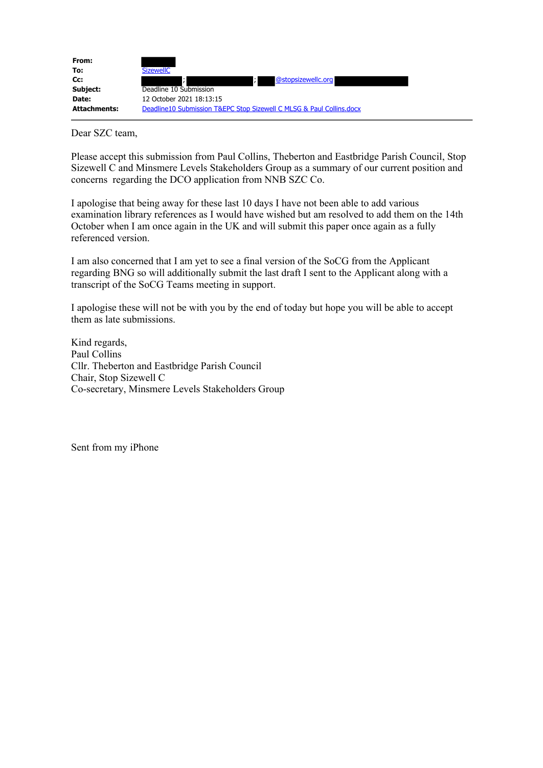| | |
|---|---|
| **From:** | |
| **To:** | SizewellC |
| **Cc:** | ; ; @stopsizewellc.org |
| **Subject:** | Deadline 10 Submission |
| **Date:** | 12 October 2021 18:13:15 |
| **Attachments:** | Deadline10 Submission T&EPC Stop Sizewell C MLSG & Paul Collins.docx |

---

Dear SZC team,

Please accept this submission from Paul Collins, Theberton and Eastbridge Parish Council, Stop Sizewell C and Minsmere Levels Stakeholders Group as a summary of our current position and concerns regarding the DCO application from NNB SZC Co.

I apologise that being away for these last 10 days I have not been able to add various examination library references as I would have wished but am resolved to add them on the 14th October when I am once again in the UK and will submit this paper once again as a fully referenced version.

I am also concerned that I am yet to see a final version of the SoCG from the Applicant regarding BNG so will additionally submit the last draft I sent to the Applicant along with a transcript of the SoCG Teams meeting in support.

I apologise these will not be with you by the end of today but hope you will be able to accept them as late submissions.

Kind regards,
Paul Collins
Cllr. Theberton and Eastbridge Parish Council
Chair, Stop Sizewell C
Co-secretary, Minsmere Levels Stakeholders Group

Sent from my iPhone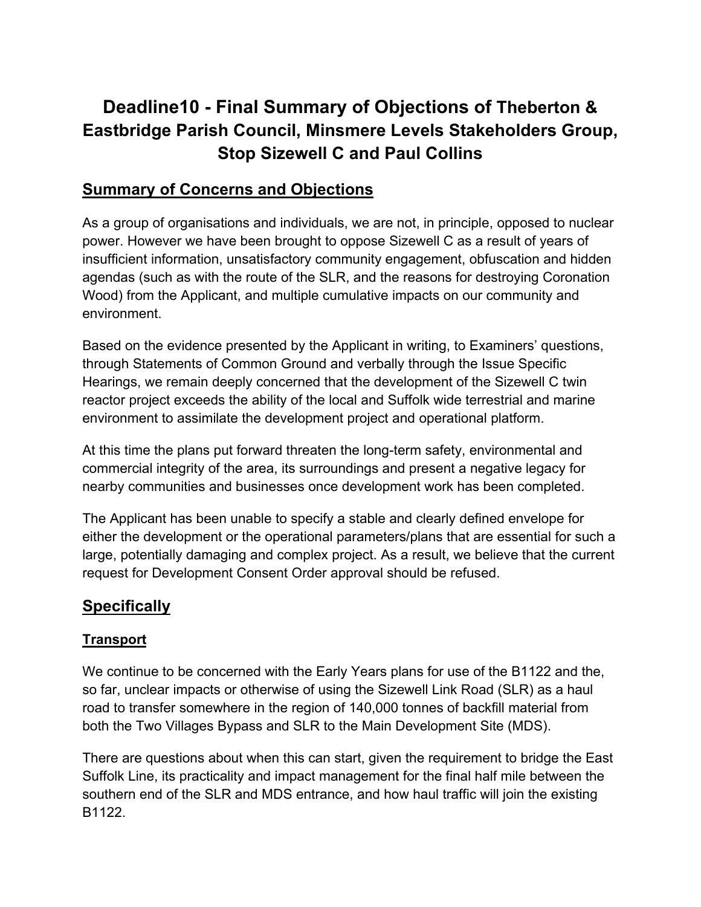# Deadline10 - Final Summary of Objections of Theberton & Eastbridge Parish Council, Minsmere Levels Stakeholders Group, Stop Sizewell C and Paul Collins

## Summary of Concerns and Objections

As a group of organisations and individuals, we are not, in principle, opposed to nuclear power. However we have been brought to oppose Sizewell C as a result of years of insufficient information, unsatisfactory community engagement, obfuscation and hidden agendas (such as with the route of the SLR, and the reasons for destroying Coronation Wood) from the Applicant, and multiple cumulative impacts on our community and environment.

Based on the evidence presented by the Applicant in writing, to Examiners' questions, through Statements of Common Ground and verbally through the Issue Specific Hearings, we remain deeply concerned that the development of the Sizewell C twin reactor project exceeds the ability of the local and Suffolk wide terrestrial and marine environment to assimilate the development project and operational platform.

At this time the plans put forward threaten the long-term safety, environmental and commercial integrity of the area, its surroundings and present a negative legacy for nearby communities and businesses once development work has been completed.

The Applicant has been unable to specify a stable and clearly defined envelope for either the development or the operational parameters/plans that are essential for such a large, potentially damaging and complex project. As a result, we believe that the current request for Development Consent Order approval should be refused.

## Specifically

### Transport

We continue to be concerned with the Early Years plans for use of the B1122 and the, so far, unclear impacts or otherwise of using the Sizewell Link Road (SLR) as a haul road to transfer somewhere in the region of 140,000 tonnes of backfill material from both the Two Villages Bypass and SLR to the Main Development Site (MDS).

There are questions about when this can start, given the requirement to bridge the East Suffolk Line, its practicality and impact management for the final half mile between the southern end of the SLR and MDS entrance, and how haul traffic will join the existing B1122.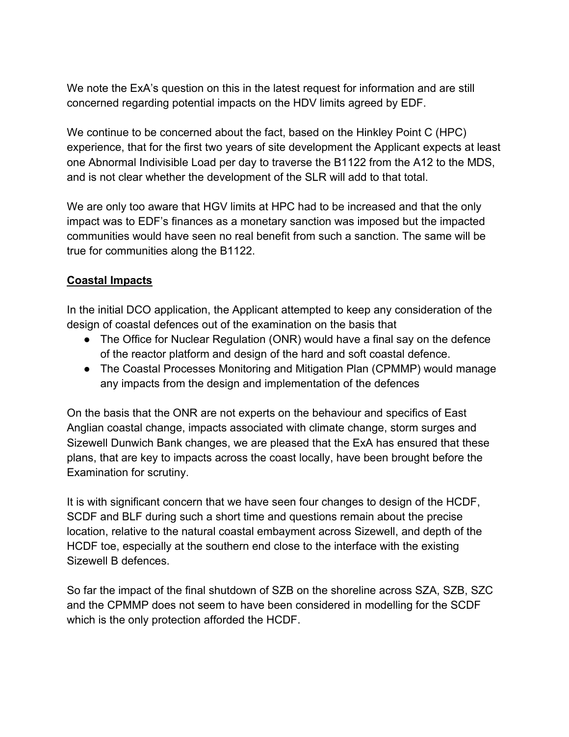We note the ExA's question on this in the latest request for information and are still concerned regarding potential impacts on the HDV limits agreed by EDF.

We continue to be concerned about the fact, based on the Hinkley Point C (HPC) experience, that for the first two years of site development the Applicant expects at least one Abnormal Indivisible Load per day to traverse the B1122 from the A12 to the MDS, and is not clear whether the development of the SLR will add to that total.

We are only too aware that HGV limits at HPC had to be increased and that the only impact was to EDF's finances as a monetary sanction was imposed but the impacted communities would have seen no real benefit from such a sanction. The same will be true for communities along the B1122.

**Coastal Impacts**

In the initial DCO application, the Applicant attempted to keep any consideration of the design of coastal defences out of the examination on the basis that

- The Office for Nuclear Regulation (ONR) would have a final say on the defence of the reactor platform and design of the hard and soft coastal defence.
- The Coastal Processes Monitoring and Mitigation Plan (CPMMP) would manage any impacts from the design and implementation of the defences

On the basis that the ONR are not experts on the behaviour and specifics of East Anglian coastal change, impacts associated with climate change, storm surges and Sizewell Dunwich Bank changes, we are pleased that the ExA has ensured that these plans, that are key to impacts across the coast locally, have been brought before the Examination for scrutiny.

It is with significant concern that we have seen four changes to design of the HCDF, SCDF and BLF during such a short time and questions remain about the precise location, relative to the natural coastal embayment across Sizewell, and depth of the HCDF toe, especially at the southern end close to the interface with the existing Sizewell B defences.

So far the impact of the final shutdown of SZB on the shoreline across SZA, SZB, SZC and the CPMMP does not seem to have been considered in modelling for the SCDF which is the only protection afforded the HCDF.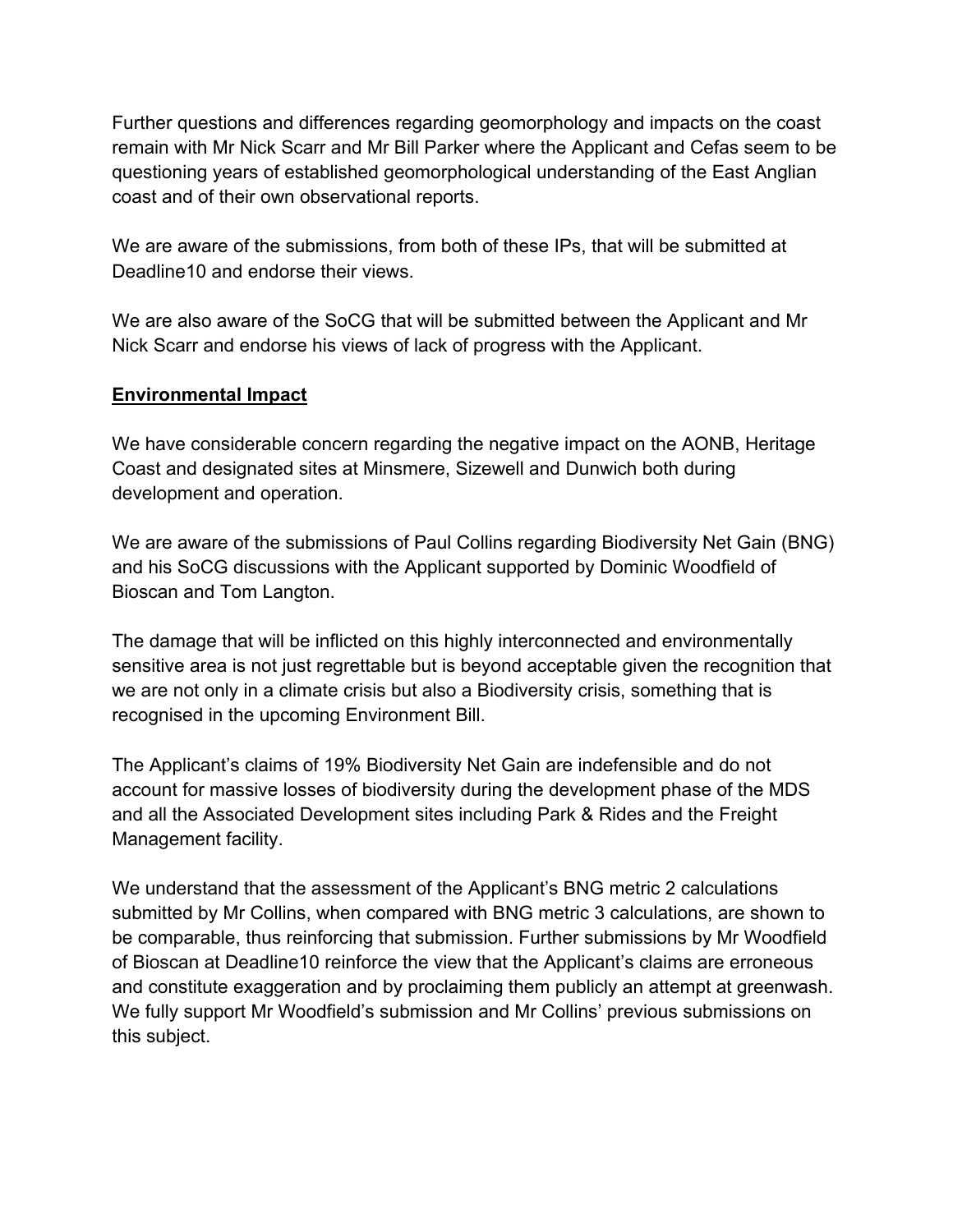Further questions and differences regarding geomorphology and impacts on the coast remain with Mr Nick Scarr and Mr Bill Parker where the Applicant and Cefas seem to be questioning years of established geomorphological understanding of the East Anglian coast and of their own observational reports.

We are aware of the submissions, from both of these IPs, that will be submitted at Deadline10 and endorse their views.

We are also aware of the SoCG that will be submitted between the Applicant and Mr Nick Scarr and endorse his views of lack of progress with the Applicant.

**Environmental Impact**

We have considerable concern regarding the negative impact on the AONB, Heritage Coast and designated sites at Minsmere, Sizewell and Dunwich both during development and operation.

We are aware of the submissions of Paul Collins regarding Biodiversity Net Gain (BNG) and his SoCG discussions with the Applicant supported by Dominic Woodfield of Bioscan and Tom Langton.

The damage that will be inflicted on this highly interconnected and environmentally sensitive area is not just regrettable but is beyond acceptable given the recognition that we are not only in a climate crisis but also a Biodiversity crisis, something that is recognised in the upcoming Environment Bill.

The Applicant's claims of 19% Biodiversity Net Gain are indefensible and do not account for massive losses of biodiversity during the development phase of the MDS and all the Associated Development sites including Park & Rides and the Freight Management facility.

We understand that the assessment of the Applicant's BNG metric 2 calculations submitted by Mr Collins, when compared with BNG metric 3 calculations, are shown to be comparable, thus reinforcing that submission. Further submissions by Mr Woodfield of Bioscan at Deadline10 reinforce the view that the Applicant's claims are erroneous and constitute exaggeration and by proclaiming them publicly an attempt at greenwash. We fully support Mr Woodfield's submission and Mr Collins' previous submissions on this subject.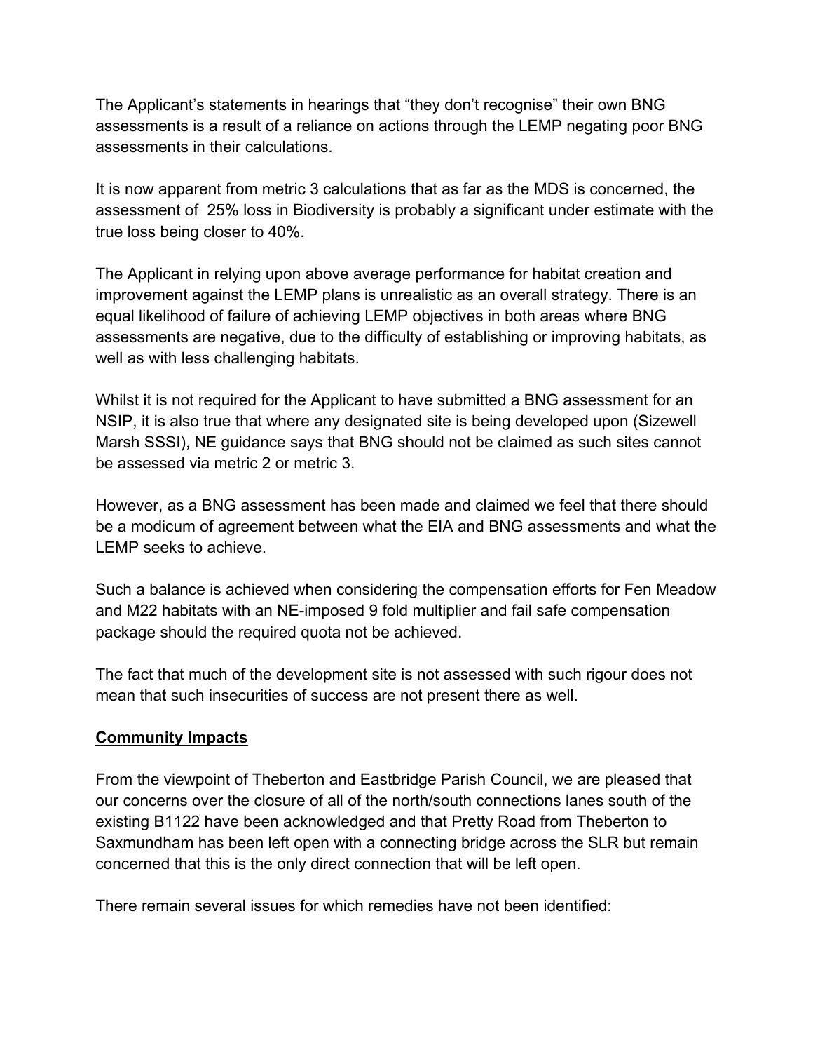The Applicant's statements in hearings that "they don't recognise" their own BNG assessments is a result of a reliance on actions through the LEMP negating poor BNG assessments in their calculations.

It is now apparent from metric 3 calculations that as far as the MDS is concerned, the assessment of 25% loss in Biodiversity is probably a significant under estimate with the true loss being closer to 40%.

The Applicant in relying upon above average performance for habitat creation and improvement against the LEMP plans is unrealistic as an overall strategy. There is an equal likelihood of failure of achieving LEMP objectives in both areas where BNG assessments are negative, due to the difficulty of establishing or improving habitats, as well as with less challenging habitats.

Whilst it is not required for the Applicant to have submitted a BNG assessment for an NSIP, it is also true that where any designated site is being developed upon (Sizewell Marsh SSSI), NE guidance says that BNG should not be claimed as such sites cannot be assessed via metric 2 or metric 3.

However, as a BNG assessment has been made and claimed we feel that there should be a modicum of agreement between what the EIA and BNG assessments and what the LEMP seeks to achieve.

Such a balance is achieved when considering the compensation efforts for Fen Meadow and M22 habitats with an NE-imposed 9 fold multiplier and fail safe compensation package should the required quota not be achieved.

The fact that much of the development site is not assessed with such rigour does not mean that such insecurities of success are not present there as well.

**Community Impacts**

From the viewpoint of Theberton and Eastbridge Parish Council, we are pleased that our concerns over the closure of all of the north/south connections lanes south of the existing B1122 have been acknowledged and that Pretty Road from Theberton to Saxmundham has been left open with a connecting bridge across the SLR but remain concerned that this is the only direct connection that will be left open.

There remain several issues for which remedies have not been identified: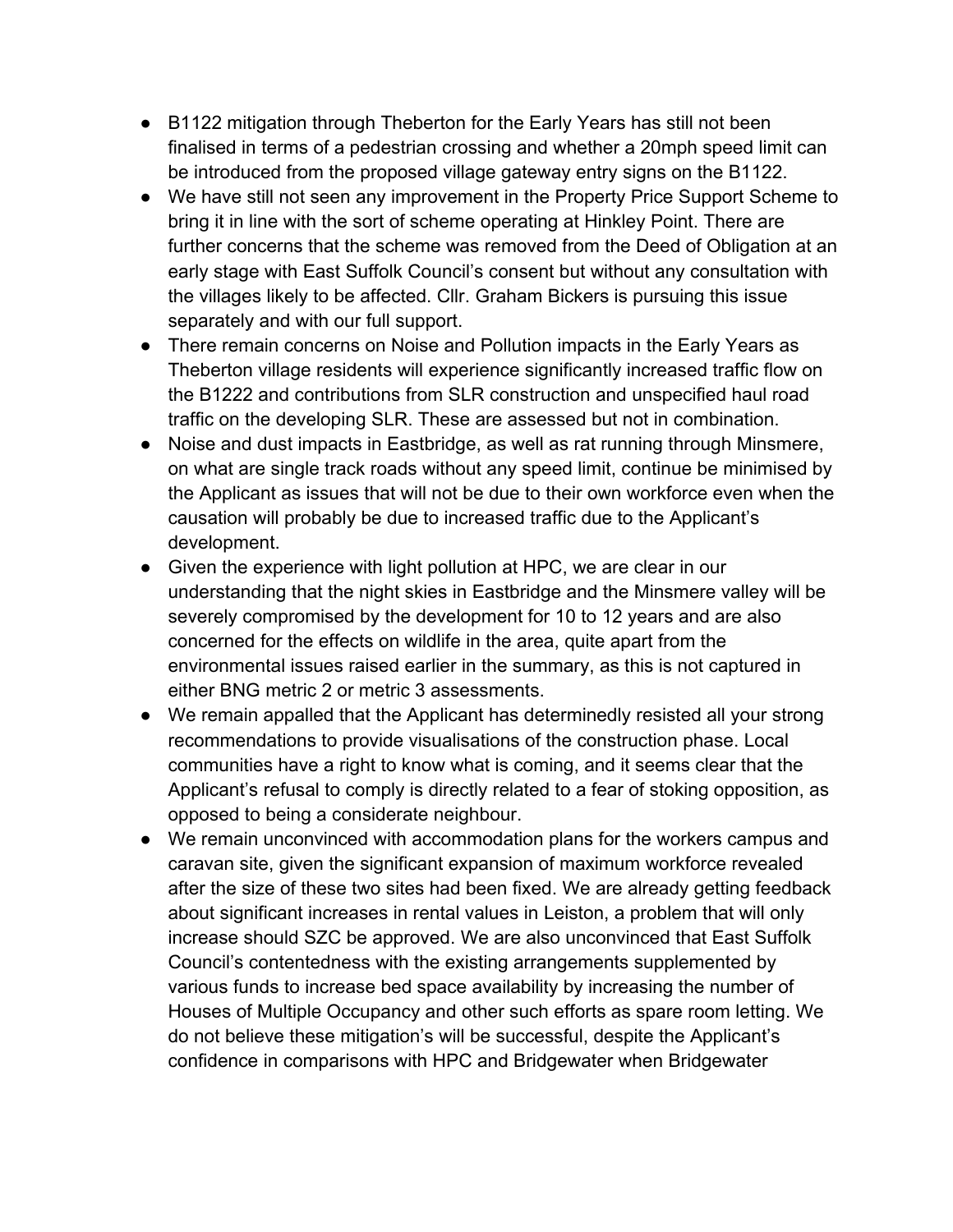- B1122 mitigation through Theberton for the Early Years has still not been finalised in terms of a pedestrian crossing and whether a 20mph speed limit can be introduced from the proposed village gateway entry signs on the B1122.
- We have still not seen any improvement in the Property Price Support Scheme to bring it in line with the sort of scheme operating at Hinkley Point. There are further concerns that the scheme was removed from the Deed of Obligation at an early stage with East Suffolk Council's consent but without any consultation with the villages likely to be affected. Cllr. Graham Bickers is pursuing this issue separately and with our full support.
- There remain concerns on Noise and Pollution impacts in the Early Years as Theberton village residents will experience significantly increased traffic flow on the B1222 and contributions from SLR construction and unspecified haul road traffic on the developing SLR. These are assessed but not in combination.
- Noise and dust impacts in Eastbridge, as well as rat running through Minsmere, on what are single track roads without any speed limit, continue be minimised by the Applicant as issues that will not be due to their own workforce even when the causation will probably be due to increased traffic due to the Applicant's development.
- Given the experience with light pollution at HPC, we are clear in our understanding that the night skies in Eastbridge and the Minsmere valley will be severely compromised by the development for 10 to 12 years and are also concerned for the effects on wildlife in the area, quite apart from the environmental issues raised earlier in the summary, as this is not captured in either BNG metric 2 or metric 3 assessments.
- We remain appalled that the Applicant has determinedly resisted all your strong recommendations to provide visualisations of the construction phase. Local communities have a right to know what is coming, and it seems clear that the Applicant's refusal to comply is directly related to a fear of stoking opposition, as opposed to being a considerate neighbour.
- We remain unconvinced with accommodation plans for the workers campus and caravan site, given the significant expansion of maximum workforce revealed after the size of these two sites had been fixed. We are already getting feedback about significant increases in rental values in Leiston, a problem that will only increase should SZC be approved. We are also unconvinced that East Suffolk Council's contentedness with the existing arrangements supplemented by various funds to increase bed space availability by increasing the number of Houses of Multiple Occupancy and other such efforts as spare room letting. We do not believe these mitigation's will be successful, despite the Applicant's confidence in comparisons with HPC and Bridgewater when Bridgewater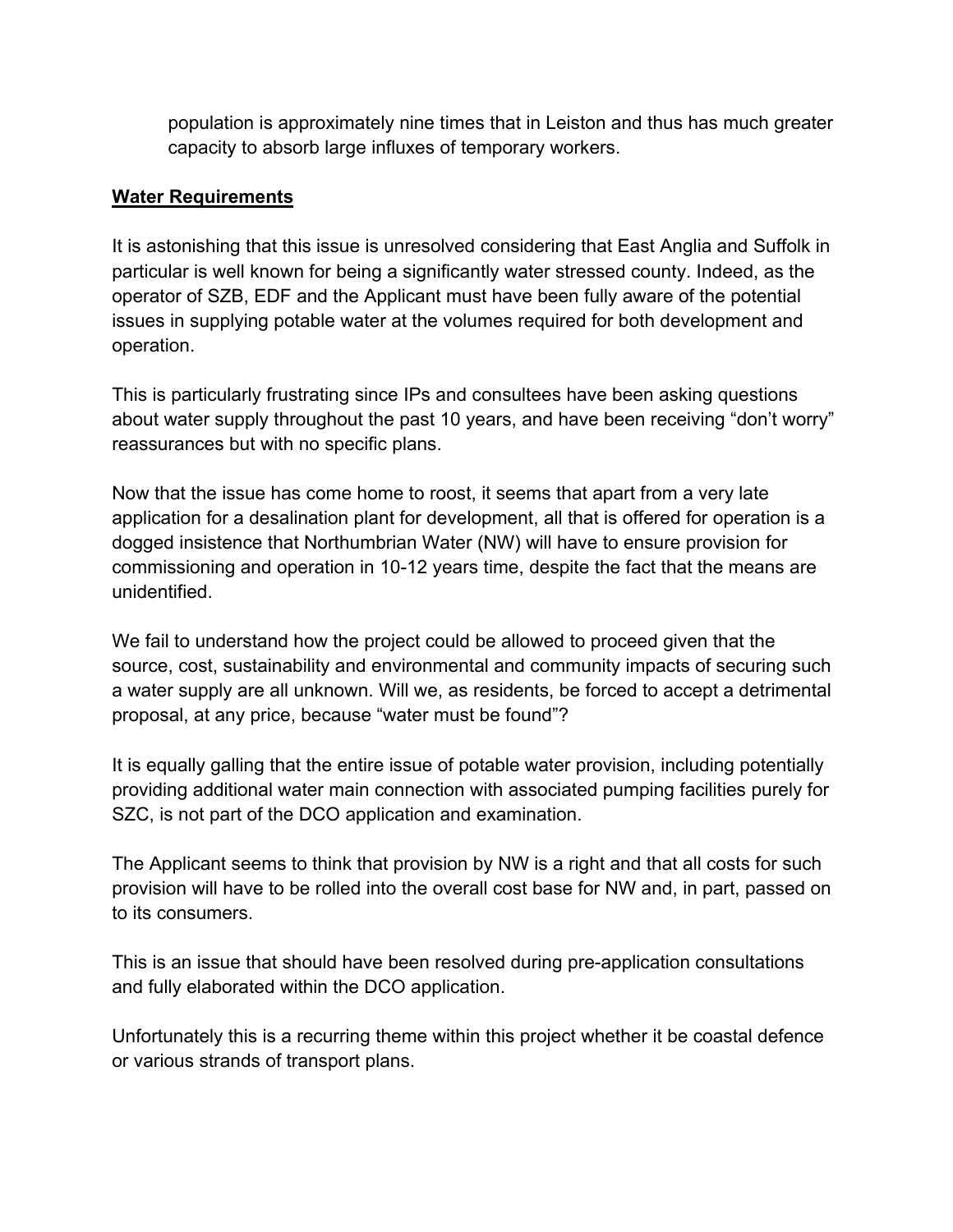population is approximately nine times that in Leiston and thus has much greater capacity to absorb large influxes of temporary workers.

**Water Requirements**

It is astonishing that this issue is unresolved considering that East Anglia and Suffolk in particular is well known for being a significantly water stressed county. Indeed, as the operator of SZB, EDF and the Applicant must have been fully aware of the potential issues in supplying potable water at the volumes required for both development and operation.

This is particularly frustrating since IPs and consultees have been asking questions about water supply throughout the past 10 years, and have been receiving "don't worry" reassurances but with no specific plans.

Now that the issue has come home to roost, it seems that apart from a very late application for a desalination plant for development, all that is offered for operation is a dogged insistence that Northumbrian Water (NW) will have to ensure provision for commissioning and operation in 10-12 years time, despite the fact that the means are unidentified.

We fail to understand how the project could be allowed to proceed given that the source, cost, sustainability and environmental and community impacts of securing such a water supply are all unknown. Will we, as residents, be forced to accept a detrimental proposal, at any price, because "water must be found"?

It is equally galling that the entire issue of potable water provision, including potentially providing additional water main connection with associated pumping facilities purely for SZC, is not part of the DCO application and examination.

The Applicant seems to think that provision by NW is a right and that all costs for such provision will have to be rolled into the overall cost base for NW and, in part, passed on to its consumers.

This is an issue that should have been resolved during pre-application consultations and fully elaborated within the DCO application.

Unfortunately this is a recurring theme within this project whether it be coastal defence or various strands of transport plans.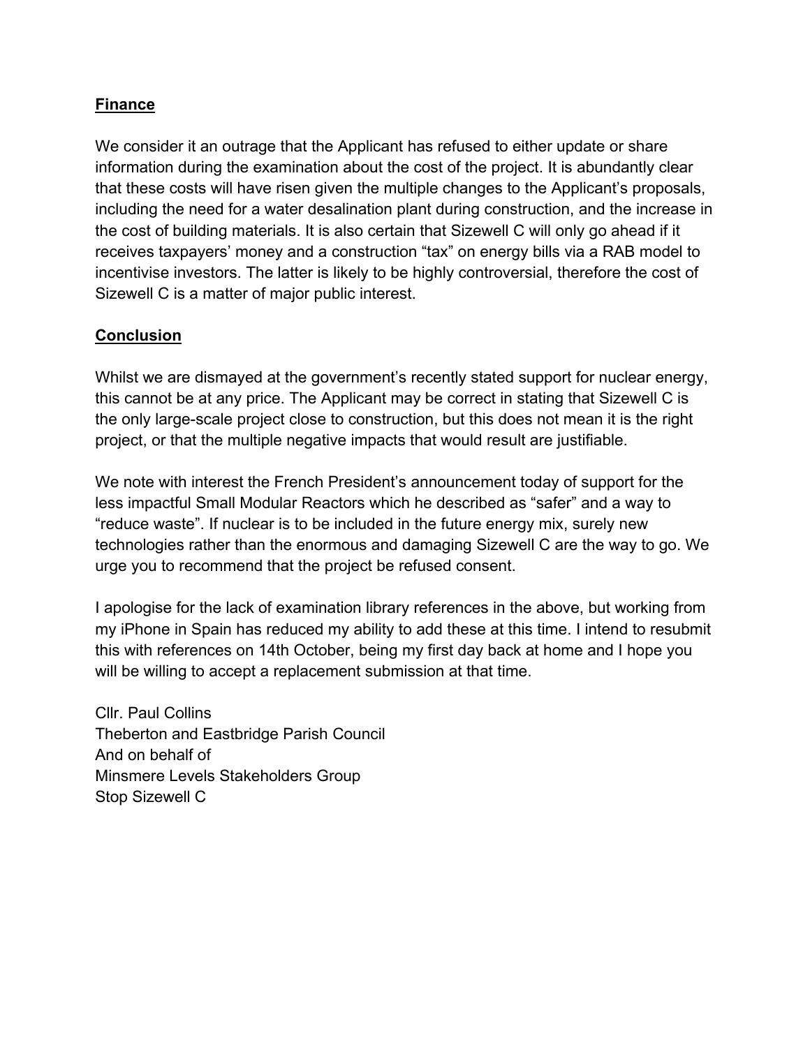**Finance**

We consider it an outrage that the Applicant has refused to either update or share information during the examination about the cost of the project. It is abundantly clear that these costs will have risen given the multiple changes to the Applicant's proposals, including the need for a water desalination plant during construction, and the increase in the cost of building materials. It is also certain that Sizewell C will only go ahead if it receives taxpayers' money and a construction "tax" on energy bills via a RAB model to incentivise investors. The latter is likely to be highly controversial, therefore the cost of Sizewell C is a matter of major public interest.

**Conclusion**

Whilst we are dismayed at the government's recently stated support for nuclear energy, this cannot be at any price. The Applicant may be correct in stating that Sizewell C is the only large-scale project close to construction, but this does not mean it is the right project, or that the multiple negative impacts that would result are justifiable.

We note with interest the French President's announcement today of support for the less impactful Small Modular Reactors which he described as "safer" and a way to "reduce waste". If nuclear is to be included in the future energy mix, surely new technologies rather than the enormous and damaging Sizewell C are the way to go. We urge you to recommend that the project be refused consent.

I apologise for the lack of examination library references in the above, but working from my iPhone in Spain has reduced my ability to add these at this time. I intend to resubmit this with references on 14th October, being my first day back at home and I hope you will be willing to accept a replacement submission at that time.

Cllr. Paul Collins
Theberton and Eastbridge Parish Council
And on behalf of
Minsmere Levels Stakeholders Group
Stop Sizewell C